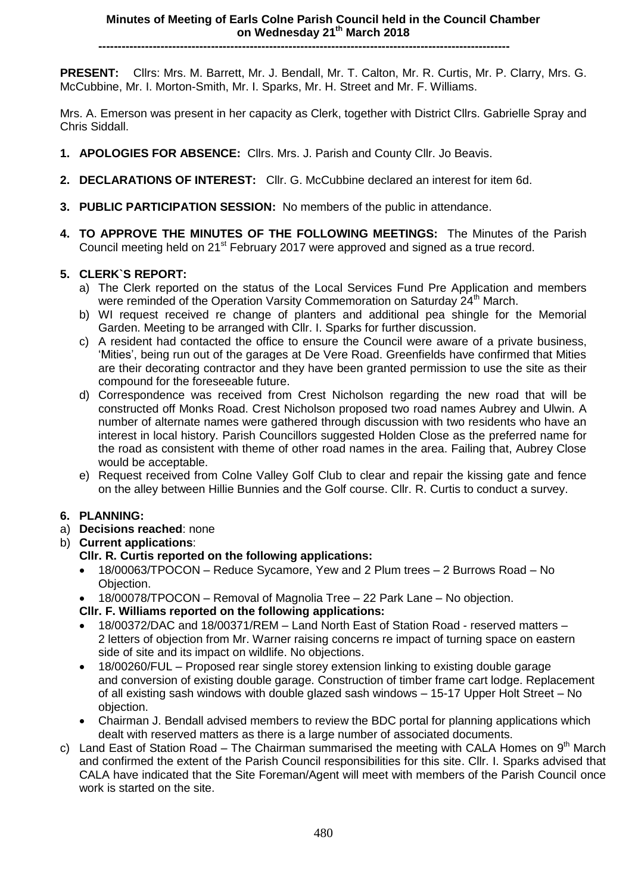# Minutes of Meeting of Earls Colne Parish Council held in the Council Chamber on Wednesday 21th March 2018

---

**PRESENT:** Cllrs: Mrs. M. Barrett, Mr. J. Bendall, Mr. T. Calton, Mr. R. Curtis, Mr. P. Clarry, Mrs. G. McCubbine, Mr. I. Morton-Smith, Mr. I. Sparks, Mr. H. Street and Mr. F. Williams.

Mrs. A. Emerson was present in her capacity as Clerk, together with District Cllrs. Gabrielle Spray and Chris Siddall.

1. **APOLOGIES FOR ABSENCE:** Cllrs. Mrs. J. Parish and County Cllr. Jo Beavis.

2. **DECLARATIONS OF INTEREST:** Cllr. G. McCubbine declared an interest for item 6d.

3. **PUBLIC PARTICIPATION SESSION:** No members of the public in attendance.

4. **TO APPROVE THE MINUTES OF THE FOLLOWING MEETINGS:** The Minutes of the Parish Council meeting held on 21st February 2017 were approved and signed as a true record.

5. **CLERK`S REPORT:**
   a) The Clerk reported on the status of the Local Services Fund Pre Application and members were reminded of the Operation Varsity Commemoration on Saturday 24th March.
   b) WI request received re change of planters and additional pea shingle for the Memorial Garden. Meeting to be arranged with Cllr. I. Sparks for further discussion.
   c) A resident had contacted the office to ensure the Council were aware of a private business, 'Mities', being run out of the garages at De Vere Road. Greenfields have confirmed that Mities are their decorating contractor and they have been granted permission to use the site as their compound for the foreseeable future.
   d) Correspondence was received from Crest Nicholson regarding the new road that will be constructed off Monks Road. Crest Nicholson proposed two road names Aubrey and Ulwin. A number of alternate names were gathered through discussion with two residents who have an interest in local history. Parish Councillors suggested Holden Close as the preferred name for the road as consistent with theme of other road names in the area. Failing that, Aubrey Close would be acceptable.
   e) Request received from Colne Valley Golf Club to clear and repair the kissing gate and fence on the alley between Hillie Bunnies and the Golf course. Cllr. R. Curtis to conduct a survey.

6. **PLANNING:**

a) **Decisions reached**: none

b) **Current applications**:

**Cllr. R. Curtis reported on the following applications:**

- 18/00063/TPOCON – Reduce Sycamore, Yew and 2 Plum trees – 2 Burrows Road – No Objection.
- 18/00078/TPOCON – Removal of Magnolia Tree – 22 Park Lane – No objection.

**Cllr. F. Williams reported on the following applications:**

- 18/00372/DAC and 18/00371/REM – Land North East of Station Road - reserved matters – 2 letters of objection from Mr. Warner raising concerns re impact of turning space on eastern side of site and its impact on wildlife. No objections.
- 18/00260/FUL – Proposed rear single storey extension linking to existing double garage and conversion of existing double garage. Construction of timber frame cart lodge. Replacement of all existing sash windows with double glazed sash windows – 15-17 Upper Holt Street – No objection.
- Chairman J. Bendall advised members to review the BDC portal for planning applications which dealt with reserved matters as there is a large number of associated documents.

c) Land East of Station Road – The Chairman summarised the meeting with CALA Homes on 9th March and confirmed the extent of the Parish Council responsibilities for this site. Cllr. I. Sparks advised that CALA have indicated that the Site Foreman/Agent will meet with members of the Parish Council once work is started on the site.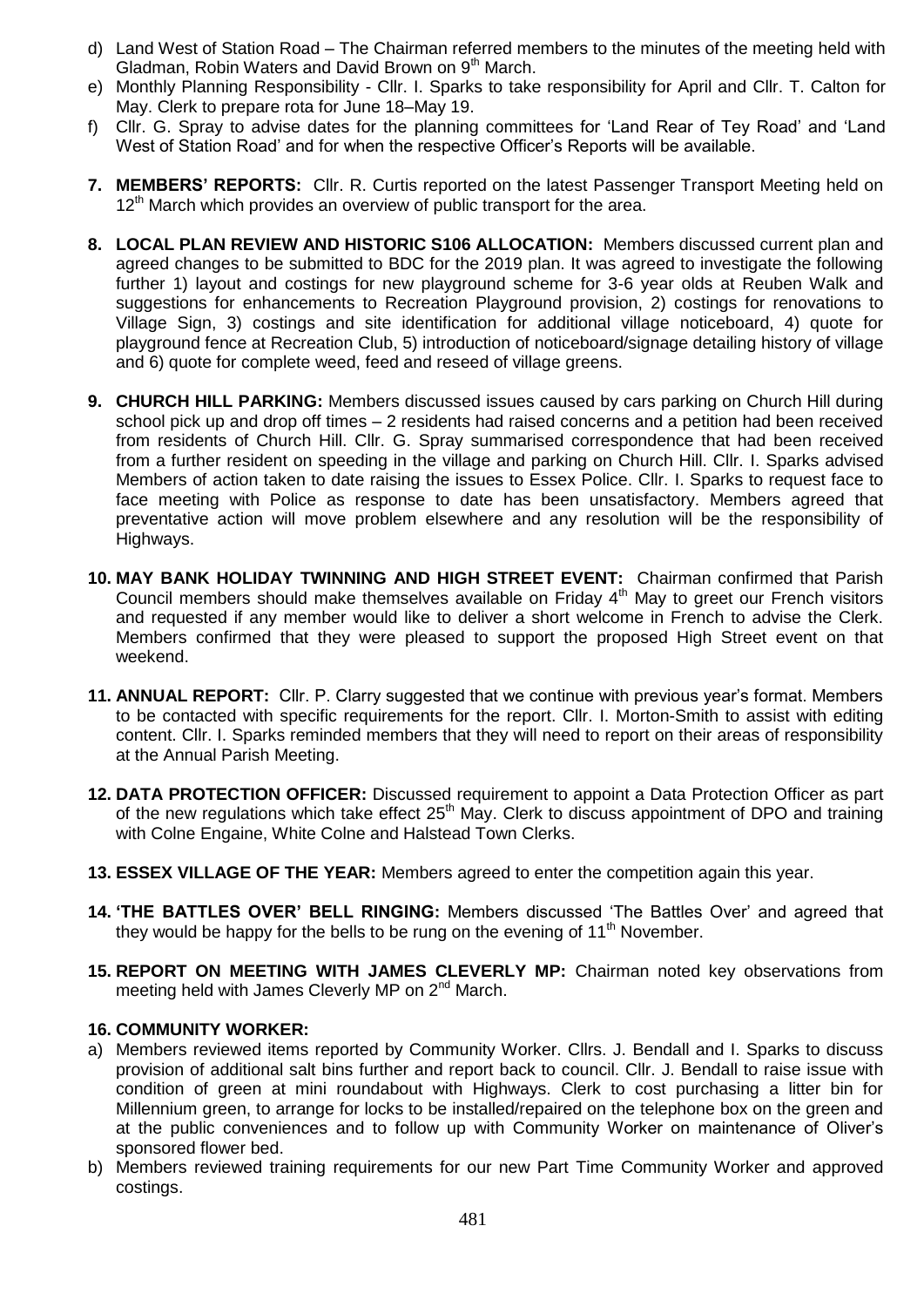d) Land West of Station Road – The Chairman referred members to the minutes of the meeting held with Gladman, Robin Waters and David Brown on 9th March.
e) Monthly Planning Responsibility - Cllr. I. Sparks to take responsibility for April and Cllr. T. Calton for May. Clerk to prepare rota for June 18–May 19.
f) Cllr. G. Spray to advise dates for the planning committees for 'Land Rear of Tey Road' and 'Land West of Station Road' and for when the respective Officer's Reports will be available.

**7. MEMBERS' REPORTS:** Cllr. R. Curtis reported on the latest Passenger Transport Meeting held on 12th March which provides an overview of public transport for the area.

**8. LOCAL PLAN REVIEW AND HISTORIC S106 ALLOCATION:** Members discussed current plan and agreed changes to be submitted to BDC for the 2019 plan. It was agreed to investigate the following further 1) layout and costings for new playground scheme for 3-6 year olds at Reuben Walk and suggestions for enhancements to Recreation Playground provision, 2) costings for renovations to Village Sign, 3) costings and site identification for additional village noticeboard, 4) quote for playground fence at Recreation Club, 5) introduction of noticeboard/signage detailing history of village and 6) quote for complete weed, feed and reseed of village greens.

**9. CHURCH HILL PARKING:** Members discussed issues caused by cars parking on Church Hill during school pick up and drop off times – 2 residents had raised concerns and a petition had been received from residents of Church Hill. Cllr. G. Spray summarised correspondence that had been received from a further resident on speeding in the village and parking on Church Hill. Cllr. I. Sparks advised Members of action taken to date raising the issues to Essex Police. Cllr. I. Sparks to request face to face meeting with Police as response to date has been unsatisfactory. Members agreed that preventative action will move problem elsewhere and any resolution will be the responsibility of Highways.

**10. MAY BANK HOLIDAY TWINNING AND HIGH STREET EVENT:** Chairman confirmed that Parish Council members should make themselves available on Friday 4th May to greet our French visitors and requested if any member would like to deliver a short welcome in French to advise the Clerk. Members confirmed that they were pleased to support the proposed High Street event on that weekend.

**11. ANNUAL REPORT:** Cllr. P. Clarry suggested that we continue with previous year's format. Members to be contacted with specific requirements for the report. Cllr. I. Morton-Smith to assist with editing content. Cllr. I. Sparks reminded members that they will need to report on their areas of responsibility at the Annual Parish Meeting.

**12. DATA PROTECTION OFFICER:** Discussed requirement to appoint a Data Protection Officer as part of the new regulations which take effect 25th May. Clerk to discuss appointment of DPO and training with Colne Engaine, White Colne and Halstead Town Clerks.

**13. ESSEX VILLAGE OF THE YEAR:** Members agreed to enter the competition again this year.

**14. 'THE BATTLES OVER' BELL RINGING:** Members discussed 'The Battles Over' and agreed that they would be happy for the bells to be rung on the evening of 11th November.

**15. REPORT ON MEETING WITH JAMES CLEVERLY MP:** Chairman noted key observations from meeting held with James Cleverly MP on 2nd March.

**16. COMMUNITY WORKER:**

a) Members reviewed items reported by Community Worker. Cllrs. J. Bendall and I. Sparks to discuss provision of additional salt bins further and report back to council. Cllr. J. Bendall to raise issue with condition of green at mini roundabout with Highways. Clerk to cost purchasing a litter bin for Millennium green, to arrange for locks to be installed/repaired on the telephone box on the green and at the public conveniences and to follow up with Community Worker on maintenance of Oliver's sponsored flower bed.
b) Members reviewed training requirements for our new Part Time Community Worker and approved costings.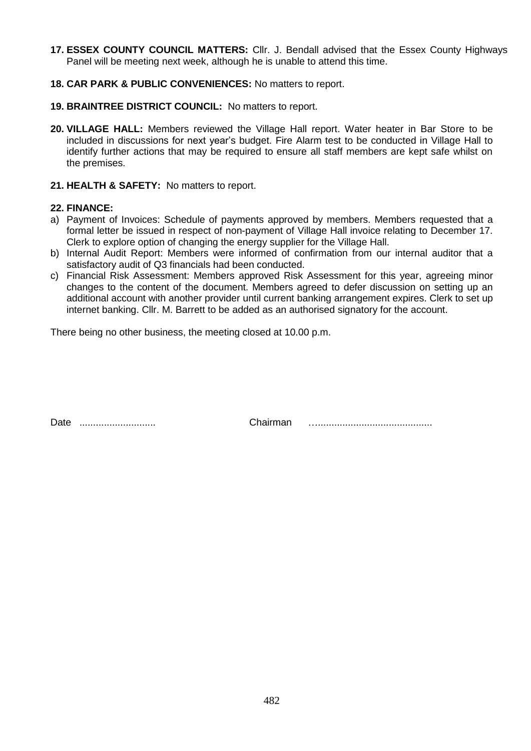**17. ESSEX COUNTY COUNCIL MATTERS:** Cllr. J. Bendall advised that the Essex County Highways Panel will be meeting next week, although he is unable to attend this time.

**18. CAR PARK & PUBLIC CONVENIENCES:** No matters to report.

**19. BRAINTREE DISTRICT COUNCIL:** No matters to report.

**20. VILLAGE HALL:** Members reviewed the Village Hall report. Water heater in Bar Store to be included in discussions for next year's budget. Fire Alarm test to be conducted in Village Hall to identify further actions that may be required to ensure all staff members are kept safe whilst on the premises.

**21. HEALTH & SAFETY:** No matters to report.

**22. FINANCE:**

a) Payment of Invoices: Schedule of payments approved by members. Members requested that a formal letter be issued in respect of non-payment of Village Hall invoice relating to December 17. Clerk to explore option of changing the energy supplier for the Village Hall.

b) Internal Audit Report: Members were informed of confirmation from our internal auditor that a satisfactory audit of Q3 financials had been conducted.

c) Financial Risk Assessment: Members approved Risk Assessment for this year, agreeing minor changes to the content of the document. Members agreed to defer discussion on setting up an additional account with another provider until current banking arrangement expires. Clerk to set up internet banking. Cllr. M. Barrett to be added as an authorised signatory for the account.

There being no other business, the meeting closed at 10.00 p.m.

Date ............................ Chairman …..........................................